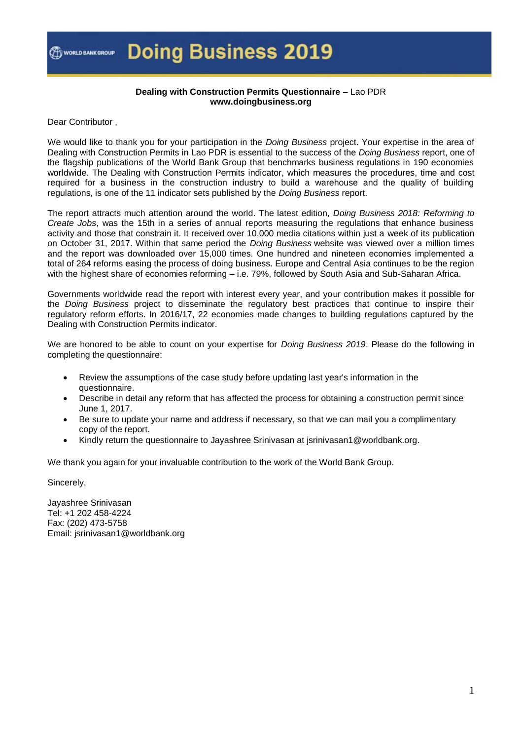# Doing Business 2019

**Dealing with Construction Permits Questionnaire –** Lao PDR
**www.doingbusiness.org**

Dear Contributor ,

We would like to thank you for your participation in the *Doing Business* project. Your expertise in the area of Dealing with Construction Permits in Lao PDR is essential to the success of the *Doing Business* report, one of the flagship publications of the World Bank Group that benchmarks business regulations in 190 economies worldwide. The Dealing with Construction Permits indicator, which measures the procedures, time and cost required for a business in the construction industry to build a warehouse and the quality of building regulations, is one of the 11 indicator sets published by the *Doing Business* report.

The report attracts much attention around the world. The latest edition, *Doing Business 2018: Reforming to Create Jobs*, was the 15th in a series of annual reports measuring the regulations that enhance business activity and those that constrain it. It received over 10,000 media citations within just a week of its publication on October 31, 2017. Within that same period the *Doing Business* website was viewed over a million times and the report was downloaded over 15,000 times. One hundred and nineteen economies implemented a total of 264 reforms easing the process of doing business. Europe and Central Asia continues to be the region with the highest share of economies reforming – i.e. 79%, followed by South Asia and Sub-Saharan Africa.

Governments worldwide read the report with interest every year, and your contribution makes it possible for the *Doing Business* project to disseminate the regulatory best practices that continue to inspire their regulatory reform efforts. In 2016/17, 22 economies made changes to building regulations captured by the Dealing with Construction Permits indicator.

We are honored to be able to count on your expertise for *Doing Business 2019*. Please do the following in completing the questionnaire:

- Review the assumptions of the case study before updating last year's information in the questionnaire.
- Describe in detail any reform that has affected the process for obtaining a construction permit since June 1, 2017.
- Be sure to update your name and address if necessary, so that we can mail you a complimentary copy of the report.
- Kindly return the questionnaire to Jayashree Srinivasan at jsrinivasan1@worldbank.org.

We thank you again for your invaluable contribution to the work of the World Bank Group.

Sincerely,

Jayashree Srinivasan
Tel: +1 202 458-4224
Fax: (202) 473-5758
Email: jsrinivasan1@worldbank.org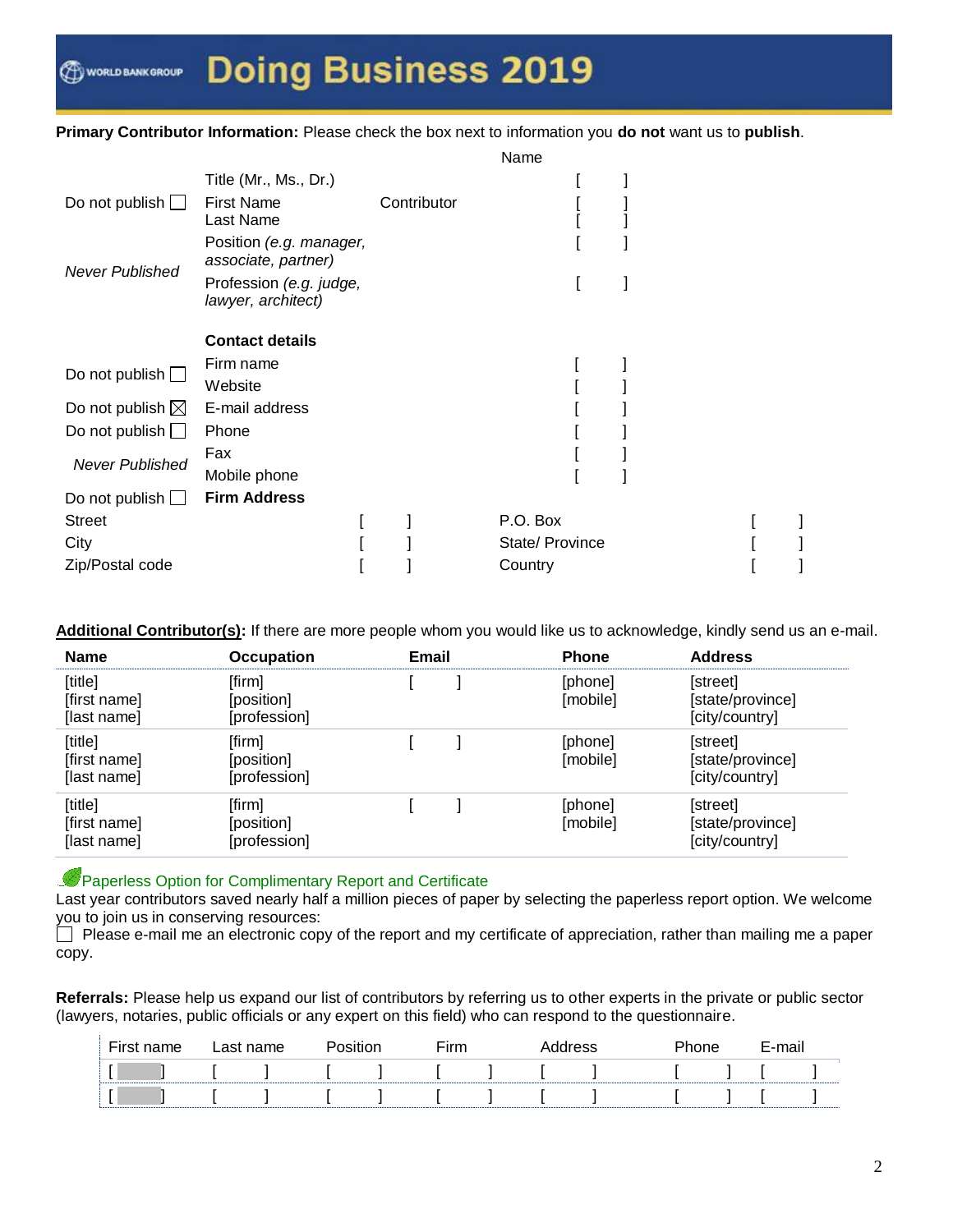# Doing Business 2019

**Primary Contributor Information:** Please check the box next to information you **do not** want us to **publish**.

| | | | Name |
|---|---|---|---|
| Do not publish ☐ | Title (Mr., Ms., Dr.) | Contributor | [ ] |
| | First Name | | [ ] |
| | Last Name | | [ ] |
| *Never Published* | Position *(e.g. manager, associate, partner)* | | [ ] |
| | Profession *(e.g. judge, lawyer, architect)* | | [ ] |
| | **Contact details** | | |
| Do not publish ☐ | Firm name | | [ ] |
| | Website | | [ ] |
| Do not publish ☒ | E-mail address | | [ ] |
| Do not publish ☐ | Phone | | [ ] |
| *Never Published* | Fax | | [ ] |
| | Mobile phone | | [ ] |
| Do not publish ☐ | **Firm Address** | | |

| | | | |
|---|---|---|---|
| Street | [ ] | P.O. Box | [ ] |
| City | [ ] | State/ Province | [ ] |
| Zip/Postal code | [ ] | Country | [ ] |

**Additional Contributor(s):** If there are more people whom you would like us to acknowledge, kindly send us an e-mail.

| Name | Occupation | Email | Phone | Address |
|---|---|---|---|---|
| [title]<br>[first name]<br>[last name] | [firm]<br>[position]<br>[profession] | [ ] | [phone]<br>[mobile] | [street]<br>[state/province]<br>[city/country] |
| [title]<br>[first name]<br>[last name] | [firm]<br>[position]<br>[profession] | [ ] | [phone]<br>[mobile] | [street]<br>[state/province]<br>[city/country] |
| [title]<br>[first name]<br>[last name] | [firm]<br>[position]<br>[profession] | [ ] | [phone]<br>[mobile] | [street]<br>[state/province]<br>[city/country] |

Paperless Option for Complimentary Report and Certificate

Last year contributors saved nearly half a million pieces of paper by selecting the paperless report option. We welcome you to join us in conserving resources:

☐ Please e-mail me an electronic copy of the report and my certificate of appreciation, rather than mailing me a paper copy.

**Referrals:** Please help us expand our list of contributors by referring us to other experts in the private or public sector (lawyers, notaries, public officials or any expert on this field) who can respond to the questionnaire.

| First name | Last name | Position | Firm | Address | Phone | E-mail |
|---|---|---|---|---|---|---|
| [ ] | [ ] | [ ] | [ ] | [ ] | [ ] | [ ] |
| [ ] | [ ] | [ ] | [ ] | [ ] | [ ] | [ ] |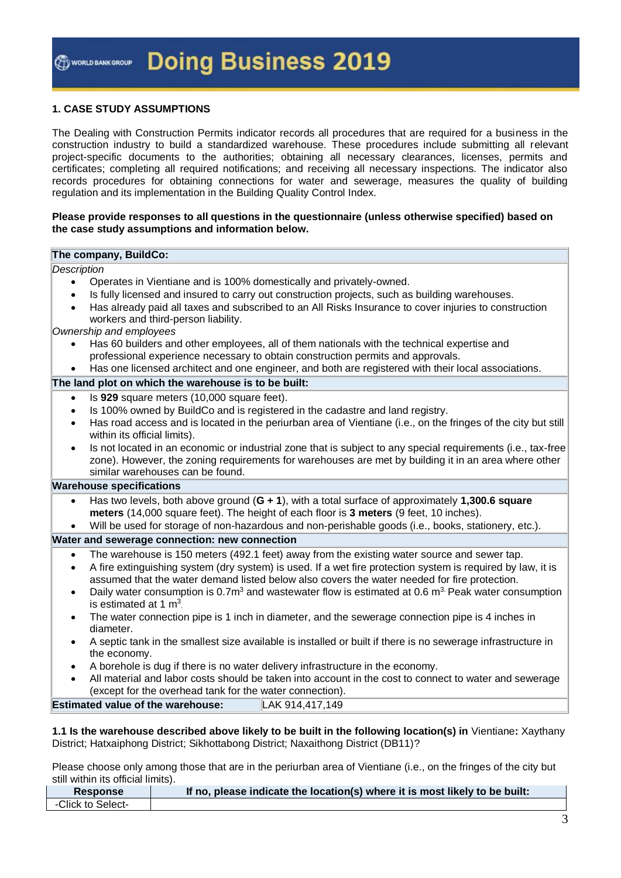## 1. CASE STUDY ASSUMPTIONS

The Dealing with Construction Permits indicator records all procedures that are required for a business in the construction industry to build a standardized warehouse. These procedures include submitting all relevant project-specific documents to the authorities; obtaining all necessary clearances, licenses, permits and certificates; completing all required notifications; and receiving all necessary inspections. The indicator also records procedures for obtaining connections for water and sewerage, measures the quality of building regulation and its implementation in the Building Quality Control Index.

**Please provide responses to all questions in the questionnaire (unless otherwise specified) based on the case study assumptions and information below.**

**The company, BuildCo:**

*Description*

- Operates in Vientiane and is 100% domestically and privately-owned.
- Is fully licensed and insured to carry out construction projects, such as building warehouses.
- Has already paid all taxes and subscribed to an All Risks Insurance to cover injuries to construction workers and third-person liability.

*Ownership and employees*

- Has 60 builders and other employees, all of them nationals with the technical expertise and professional experience necessary to obtain construction permits and approvals.
- Has one licensed architect and one engineer, and both are registered with their local associations.

**The land plot on which the warehouse is to be built:**

- Is **929** square meters (10,000 square feet).
- Is 100% owned by BuildCo and is registered in the cadastre and land registry.
- Has road access and is located in the periurban area of Vientiane (i.e., on the fringes of the city but still within its official limits).
- Is not located in an economic or industrial zone that is subject to any special requirements (i.e., tax-free zone). However, the zoning requirements for warehouses are met by building it in an area where other similar warehouses can be found.

**Warehouse specifications**

- Has two levels, both above ground (**G + 1**), with a total surface of approximately **1,300.6 square meters** (14,000 square feet). The height of each floor is **3 meters** (9 feet, 10 inches).
- Will be used for storage of non-hazardous and non-perishable goods (i.e., books, stationery, etc.).

**Water and sewerage connection: new connection**

- The warehouse is 150 meters (492.1 feet) away from the existing water source and sewer tap.
- A fire extinguishing system (dry system) is used. If a wet fire protection system is required by law, it is assumed that the water demand listed below also covers the water needed for fire protection.
- Daily water consumption is 0.7m$^3$ and wastewater flow is estimated at 0.6 m$^3$. Peak water consumption is estimated at 1 m$^3$.
- The water connection pipe is 1 inch in diameter, and the sewerage connection pipe is 4 inches in diameter.
- A septic tank in the smallest size available is installed or built if there is no sewerage infrastructure in the economy.
- A borehole is dug if there is no water delivery infrastructure in the economy.
- All material and labor costs should be taken into account in the cost to connect to water and sewerage (except for the overhead tank for the water connection).

| **Estimated value of the warehouse:** | LAK 914,417,149 |
|---|---|

**1.1 Is the warehouse described above likely to be built in the following location(s) in** Vientiane**:** Xaythany District; Hatxaiphong District; Sikhottabong District; Naxaithong District (DB11)?

Please choose only among those that are in the periurban area of Vientiane (i.e., on the fringes of the city but still within its official limits).

| Response | If no, please indicate the location(s) where it is most likely to be built: |
|---|---|
| -Click to Select- | |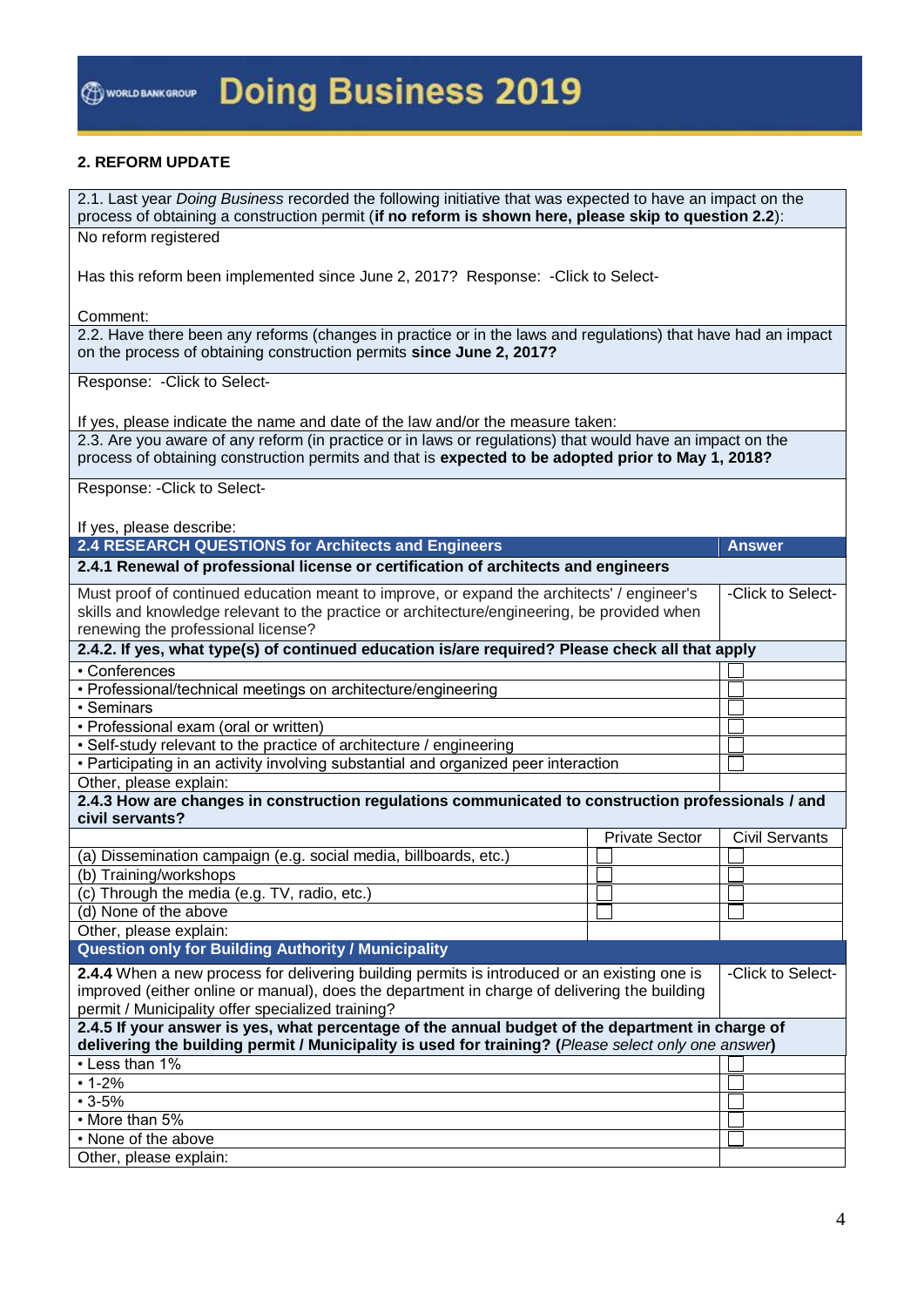## 2. REFORM UPDATE

2.1. Last year *Doing Business* recorded the following initiative that was expected to have an impact on the process of obtaining a construction permit (**if no reform is shown here, please skip to question 2.2**):

No reform registered

Has this reform been implemented since June 2, 2017? Response: -Click to Select-

Comment:

2.2. Have there been any reforms (changes in practice or in the laws and regulations) that have had an impact on the process of obtaining construction permits **since June 2, 2017?**

Response: -Click to Select-

If yes, please indicate the name and date of the law and/or the measure taken:

2.3. Are you aware of any reform (in practice or in laws or regulations) that would have an impact on the process of obtaining construction permits and that is **expected to be adopted prior to May 1, 2018?**

Response: -Click to Select-

If yes, please describe:

| 2.4 RESEARCH QUESTIONS for Architects and Engineers | Answer |
|---|---|
| **2.4.1 Renewal of professional license or certification of architects and engineers** | |
| Must proof of continued education meant to improve, or expand the architects' / engineer's skills and knowledge relevant to the practice or architecture/engineering, be provided when renewing the professional license? | -Click to Select- |
| **2.4.2. If yes, what type(s) of continued education is/are required? Please check all that apply** | |
| • Conferences | ☐ |
| • Professional/technical meetings on architecture/engineering | ☐ |
| • Seminars | ☐ |
| • Professional exam (oral or written) | ☐ |
| • Self-study relevant to the practice of architecture / engineering | ☐ |
| • Participating in an activity involving substantial and organized peer interaction | ☐ |
| Other, please explain: | |

| **2.4.3 How are changes in construction regulations communicated to construction professionals / and civil servants?** | | |
|---|---|---|
| | Private Sector | Civil Servants |
| (a) Dissemination campaign (e.g. social media, billboards, etc.) | ☐ | ☐ |
| (b) Training/workshops | ☐ | ☐ |
| (c) Through the media (e.g. TV, radio, etc.) | ☐ | ☐ |
| (d) None of the above | ☐ | ☐ |
| Other, please explain: | | |

| Question only for Building Authority / Municipality | |
|---|---|
| **2.4.4** When a new process for delivering building permits is introduced or an existing one is improved (either online or manual), does the department in charge of delivering the building permit / Municipality offer specialized training? | -Click to Select- |
| **2.4.5 If your answer is yes, what percentage of the annual budget of the department in charge of delivering the building permit / Municipality is used for training? (***Please select only one answer***)** | |
| • Less than 1% | ☐ |
| • 1-2% | ☐ |
| • 3-5% | ☐ |
| • More than 5% | ☐ |
| • None of the above | ☐ |
| Other, please explain: | |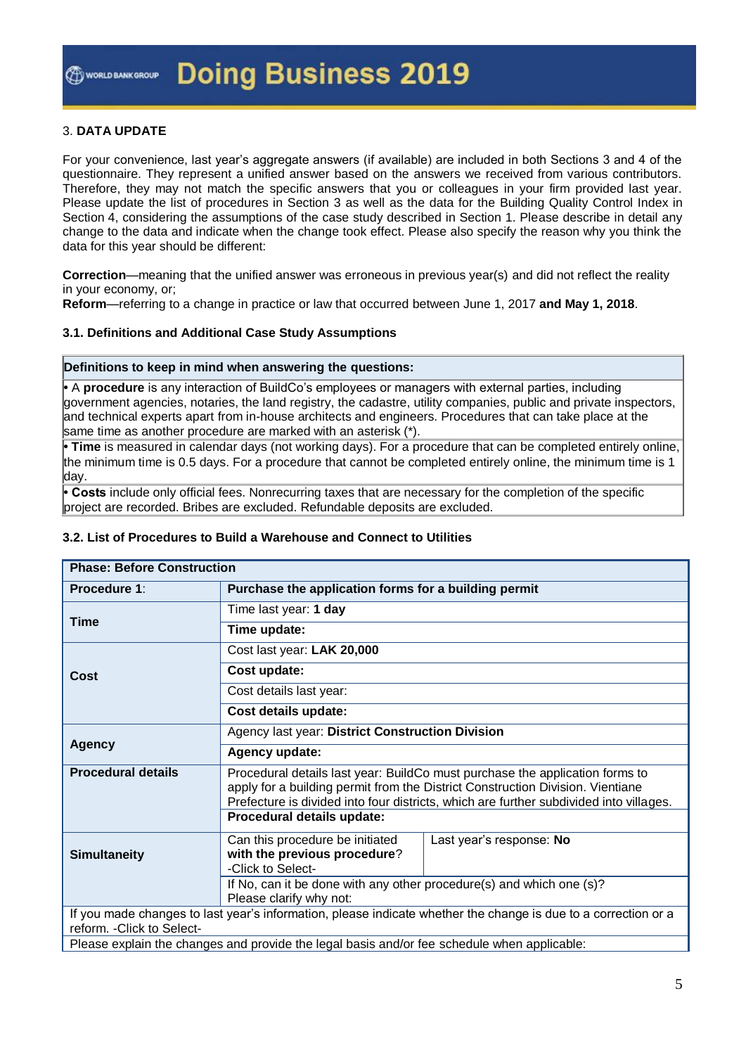## 3. DATA UPDATE

For your convenience, last year's aggregate answers (if available) are included in both Sections 3 and 4 of the questionnaire. They represent a unified answer based on the answers we received from various contributors. Therefore, they may not match the specific answers that you or colleagues in your firm provided last year. Please update the list of procedures in Section 3 as well as the data for the Building Quality Control Index in Section 4, considering the assumptions of the case study described in Section 1. Please describe in detail any change to the data and indicate when the change took effect. Please also specify the reason why you think the data for this year should be different:

**Correction**—meaning that the unified answer was erroneous in previous year(s) and did not reflect the reality in your economy, or;
**Reform**—referring to a change in practice or law that occurred between June 1, 2017 **and May 1, 2018**.

### 3.1. Definitions and Additional Case Study Assumptions

| **Definitions to keep in mind when answering the questions:** |
|---|
| • A **procedure** is any interaction of BuildCo's employees or managers with external parties, including government agencies, notaries, the land registry, the cadastre, utility companies, public and private inspectors, and technical experts apart from in-house architects and engineers. Procedures that can take place at the same time as another procedure are marked with an asterisk (*). |
| • **Time** is measured in calendar days (not working days). For a procedure that can be completed entirely online, the minimum time is 0.5 days. For a procedure that cannot be completed entirely online, the minimum time is 1 day. |
| • **Costs** include only official fees. Nonrecurring taxes that are necessary for the completion of the specific project are recorded. Bribes are excluded. Refundable deposits are excluded. |

### 3.2. List of Procedures to Build a Warehouse and Connect to Utilities

| **Phase: Before Construction** | | |
|---|---|---|
| **Procedure 1**: | **Purchase the application forms for a building permit** | |
| **Time** | Time last year: **1 day** | |
| | **Time update:** | |
| **Cost** | Cost last year: **LAK 20,000** | |
| | **Cost update:** | |
| | Cost details last year: | |
| | **Cost details update:** | |
| **Agency** | Agency last year: **District Construction Division** | |
| | **Agency update:** | |
| **Procedural details** | Procedural details last year: BuildCo must purchase the application forms to apply for a building permit from the District Construction Division. Vientiane Prefecture is divided into four districts, which are further subdivided into villages. | |
| | **Procedural details update:** | |
| **Simultaneity** | Can this procedure be initiated **with the previous procedure**? -Click to Select- | Last year's response: **No** |
| | If No, can it be done with any other procedure(s) and which one (s)? Please clarify why not: | |
| If you made changes to last year's information, please indicate whether the change is due to a correction or a reform. -Click to Select- | | |
| Please explain the changes and provide the legal basis and/or fee schedule when applicable: | | |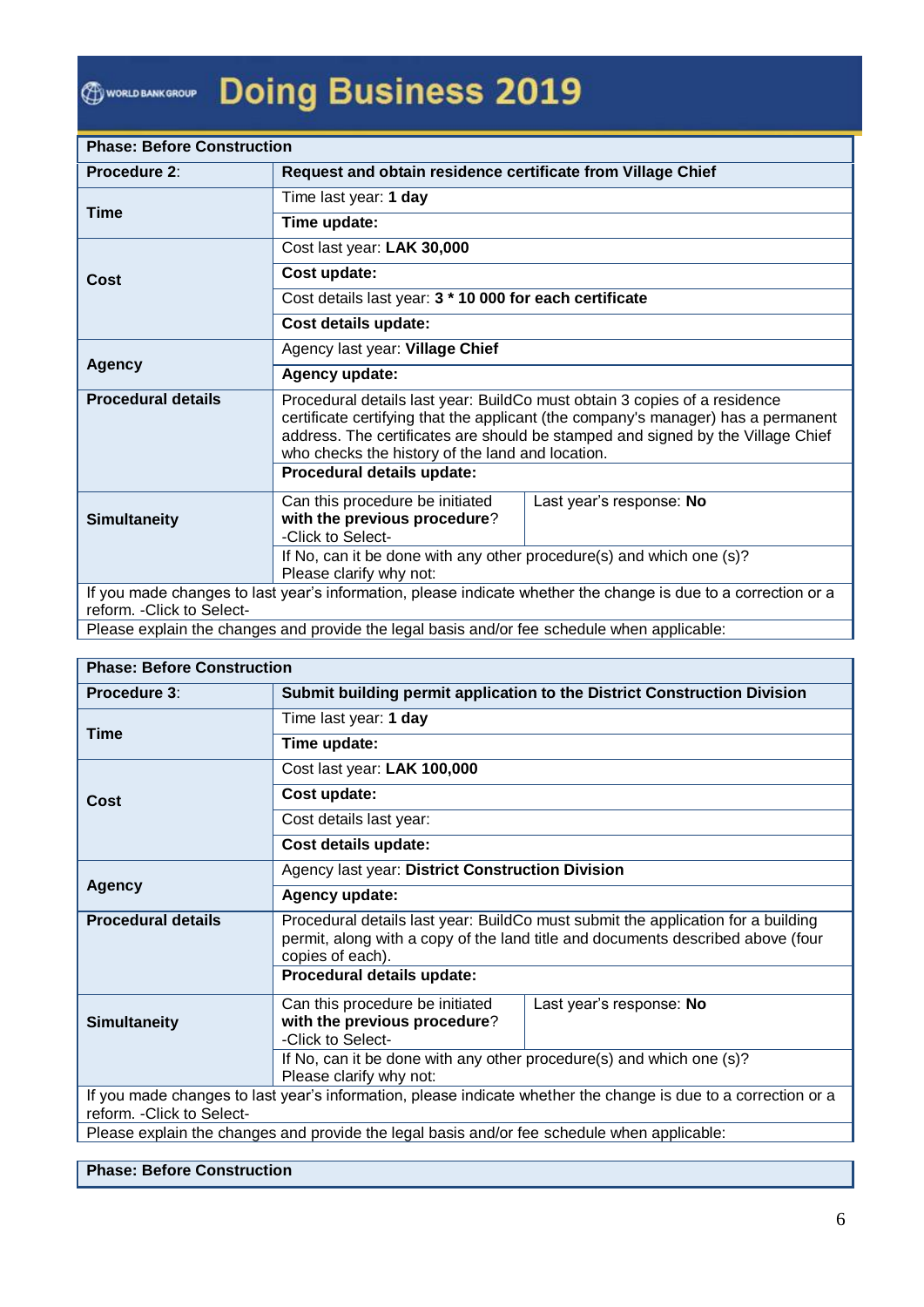# Doing Business 2019

| Phase: Before Construction | | |
|---|---|---|
| **Procedure 2**: | **Request and obtain residence certificate from Village Chief** | |
| **Time** | Time last year: **1 day** | |
| | **Time update:** | |
| **Cost** | Cost last year: **LAK 30,000** | |
| | **Cost update:** | |
| | Cost details last year: **3 * 10 000 for each certificate** | |
| | **Cost details update:** | |
| **Agency** | Agency last year: **Village Chief** | |
| | **Agency update:** | |
| **Procedural details** | Procedural details last year: BuildCo must obtain 3 copies of a residence certificate certifying that the applicant (the company's manager) has a permanent address. The certificates are should be stamped and signed by the Village Chief who checks the history of the land and location. | |
| | **Procedural details update:** | |
| **Simultaneity** | Can this procedure be initiated **with the previous procedure**? -Click to Select- | Last year's response: **No** |
| | If No, can it be done with any other procedure(s) and which one (s)? Please clarify why not: | |
| If you made changes to last year's information, please indicate whether the change is due to a correction or a reform. -Click to Select- | | |
| Please explain the changes and provide the legal basis and/or fee schedule when applicable: | | |

| Phase: Before Construction | | |
|---|---|---|
| **Procedure 3**: | **Submit building permit application to the District Construction Division** | |
| **Time** | Time last year: **1 day** | |
| | **Time update:** | |
| **Cost** | Cost last year: **LAK 100,000** | |
| | **Cost update:** | |
| | Cost details last year: | |
| | **Cost details update:** | |
| **Agency** | Agency last year: **District Construction Division** | |
| | **Agency update:** | |
| **Procedural details** | Procedural details last year: BuildCo must submit the application for a building permit, along with a copy of the land title and documents described above (four copies of each). | |
| | **Procedural details update:** | |
| **Simultaneity** | Can this procedure be initiated **with the previous procedure**? -Click to Select- | Last year's response: **No** |
| | If No, can it be done with any other procedure(s) and which one (s)? Please clarify why not: | |
| If you made changes to last year's information, please indicate whether the change is due to a correction or a reform. -Click to Select- | | |
| Please explain the changes and provide the legal basis and/or fee schedule when applicable: | | |

| Phase: Before Construction |
|---|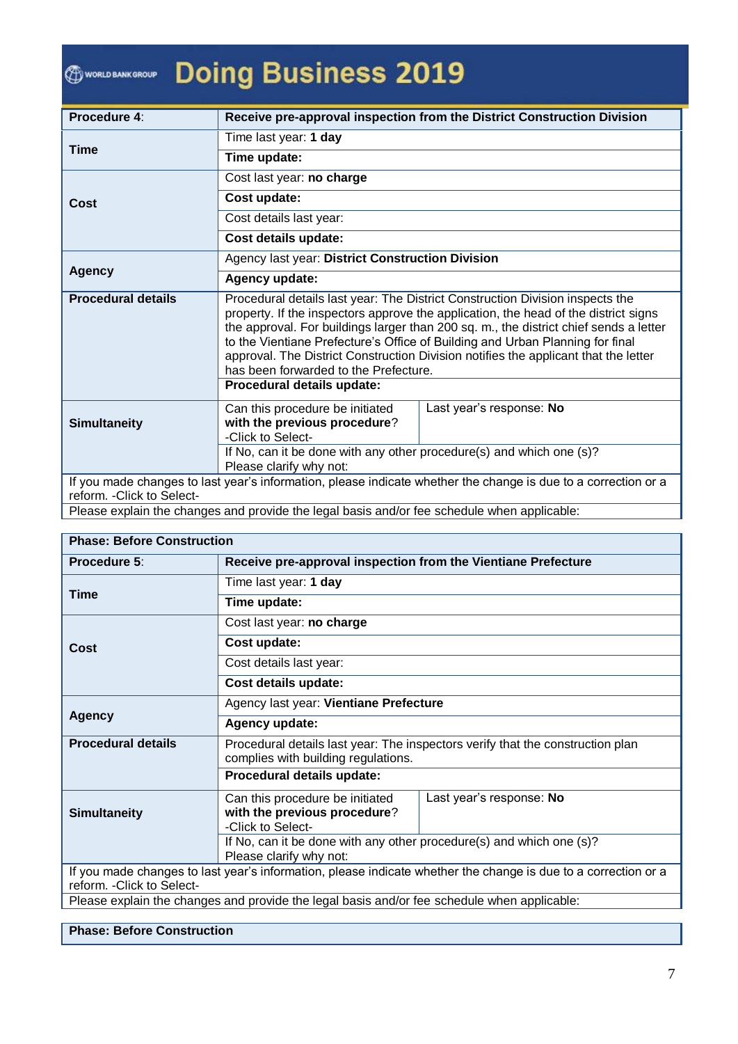# Doing Business 2019

| Procedure 4: | Receive pre-approval inspection from the District Construction Division | |
|---|---|---|
| Time | Time last year: **1 day** | |
| | **Time update:** | |
| Cost | Cost last year: **no charge** | |
| | **Cost update:** | |
| | Cost details last year: | |
| | **Cost details update:** | |
| Agency | Agency last year: **District Construction Division** | |
| | **Agency update:** | |
| **Procedural details** | Procedural details last year: The District Construction Division inspects the property. If the inspectors approve the application, the head of the district signs the approval. For buildings larger than 200 sq. m., the district chief sends a letter to the Vientiane Prefecture's Office of Building and Urban Planning for final approval. The District Construction Division notifies the applicant that the letter has been forwarded to the Prefecture. | |
| | **Procedural details update:** | |
| **Simultaneity** | Can this procedure be initiated **with the previous procedure**? -Click to Select- | Last year's response: **No** |
| | If No, can it be done with any other procedure(s) and which one (s)? Please clarify why not: | |
| If you made changes to last year's information, please indicate whether the change is due to a correction or a reform. -Click to Select- | | |
| Please explain the changes and provide the legal basis and/or fee schedule when applicable: | | |

| Phase: Before Construction | | |
|---|---|---|
| **Procedure 5**: | **Receive pre-approval inspection from the Vientiane Prefecture** | |
| **Time** | Time last year: **1 day** | |
| | **Time update:** | |
| **Cost** | Cost last year: **no charge** | |
| | **Cost update:** | |
| | Cost details last year: | |
| | **Cost details update:** | |
| **Agency** | Agency last year: **Vientiane Prefecture** | |
| | **Agency update:** | |
| **Procedural details** | Procedural details last year: The inspectors verify that the construction plan complies with building regulations. | |
| | **Procedural details update:** | |
| **Simultaneity** | Can this procedure be initiated **with the previous procedure**? -Click to Select- | Last year's response: **No** |
| | If No, can it be done with any other procedure(s) and which one (s)? Please clarify why not: | |
| If you made changes to last year's information, please indicate whether the change is due to a correction or a reform. -Click to Select- | | |
| Please explain the changes and provide the legal basis and/or fee schedule when applicable: | | |

| Phase: Before Construction |
|---|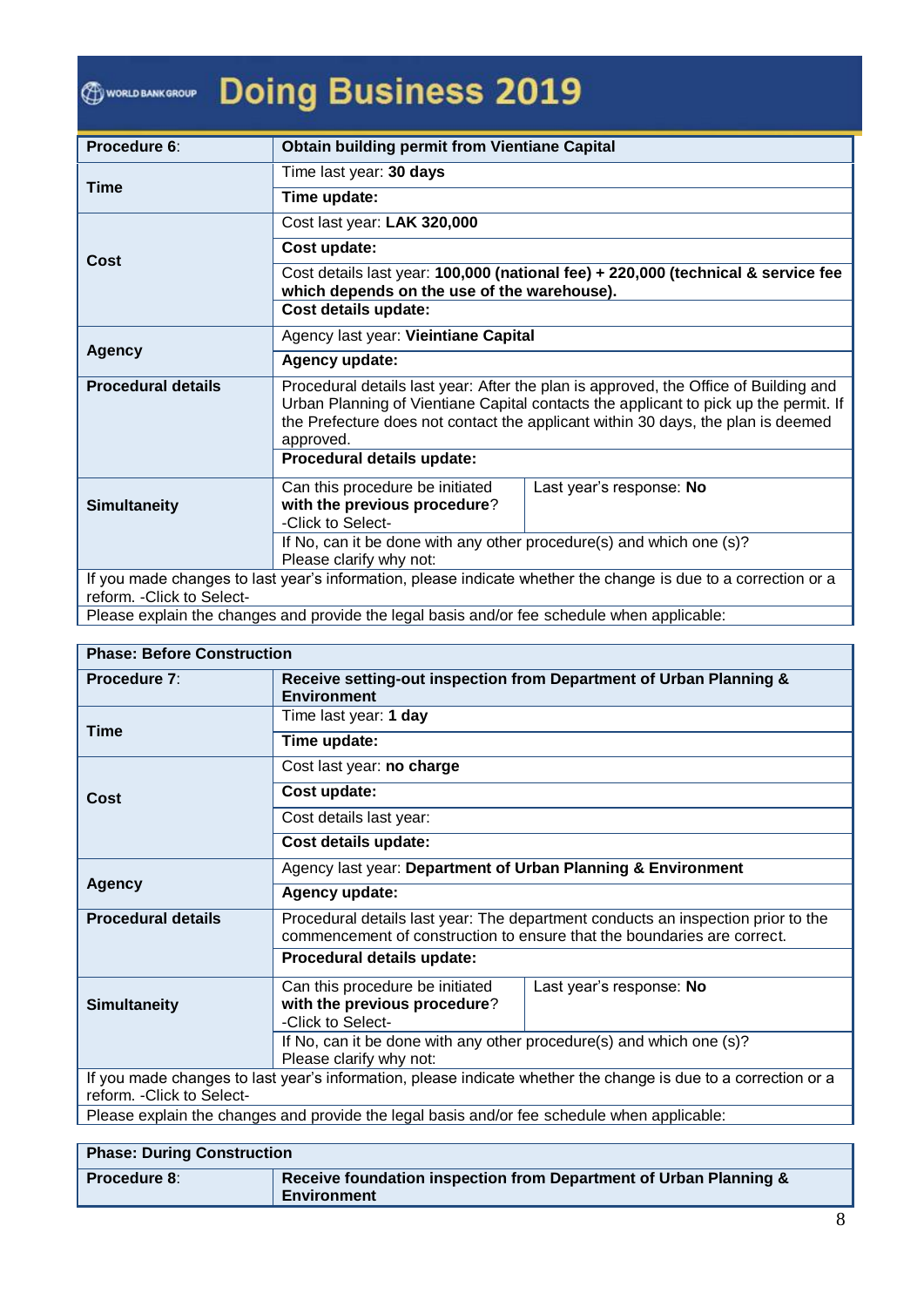| Procedure 6: | Obtain building permit from Vientiane Capital | |
|---|---|---|
| Time | Time last year: **30 days** | |
| | **Time update:** | |
| Cost | Cost last year: **LAK 320,000** | |
| | **Cost update:** | |
| | Cost details last year: **100,000 (national fee) + 220,000 (technical & service fee which depends on the use of the warehouse).** | |
| | **Cost details update:** | |
| Agency | Agency last year: **Vieintiane Capital** | |
| | **Agency update:** | |
| **Procedural details** | Procedural details last year: After the plan is approved, the Office of Building and Urban Planning of Vientiane Capital contacts the applicant to pick up the permit. If the Prefecture does not contact the applicant within 30 days, the plan is deemed approved. | |
| | **Procedural details update:** | |
| **Simultaneity** | Can this procedure be initiated **with the previous procedure**? -Click to Select- | Last year's response: **No** |
| | If No, can it be done with any other procedure(s) and which one (s)? Please clarify why not: | |
| If you made changes to last year's information, please indicate whether the change is due to a correction or a reform. -Click to Select- | | |
| Please explain the changes and provide the legal basis and/or fee schedule when applicable: | | |

| Phase: Before Construction | | |
|---|---|---|
| Procedure 7: | **Receive setting-out inspection from Department of Urban Planning & Environment** | |
| Time | Time last year: **1 day** | |
| | **Time update:** | |
| Cost | Cost last year: **no charge** | |
| | **Cost update:** | |
| | Cost details last year: | |
| | **Cost details update:** | |
| Agency | Agency last year: **Department of Urban Planning & Environment** | |
| | **Agency update:** | |
| **Procedural details** | Procedural details last year: The department conducts an inspection prior to the commencement of construction to ensure that the boundaries are correct. | |
| | **Procedural details update:** | |
| **Simultaneity** | Can this procedure be initiated **with the previous procedure**? -Click to Select- | Last year's response: **No** |
| | If No, can it be done with any other procedure(s) and which one (s)? Please clarify why not: | |
| If you made changes to last year's information, please indicate whether the change is due to a correction or a reform. -Click to Select- | | |
| Please explain the changes and provide the legal basis and/or fee schedule when applicable: | | |

| Phase: During Construction | |
|---|---|
| Procedure 8: | **Receive foundation inspection from Department of Urban Planning & Environment** |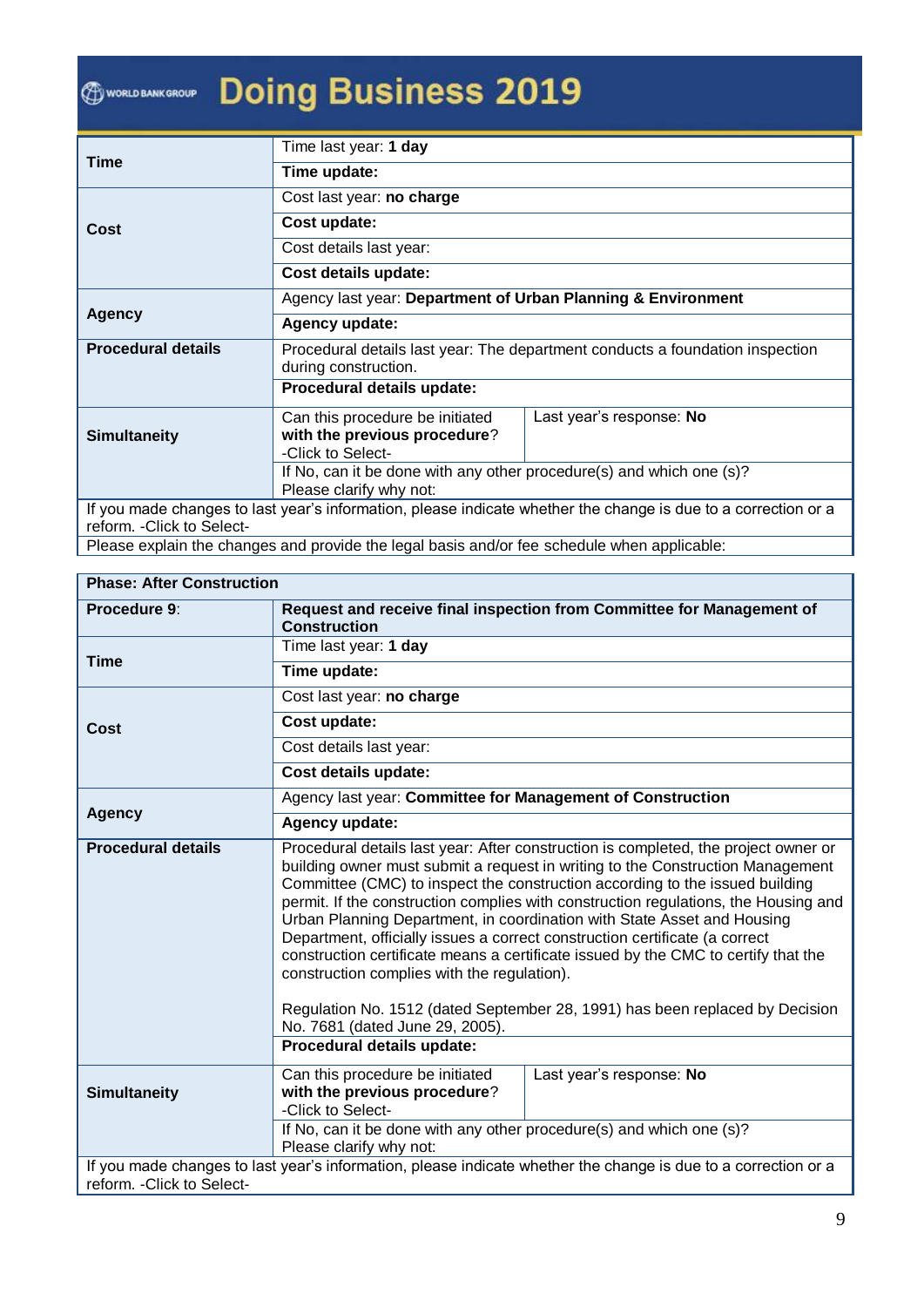| | | |
|---|---|---|
| **Time** | Time last year: **1 day** | |
| | **Time update:** | |
| **Cost** | Cost last year: **no charge** | |
| | **Cost update:** | |
| | Cost details last year: | |
| | **Cost details update:** | |
| **Agency** | Agency last year: **Department of Urban Planning & Environment** | |
| | **Agency update:** | |
| **Procedural details** | Procedural details last year: The department conducts a foundation inspection during construction. | |
| | **Procedural details update:** | |
| **Simultaneity** | Can this procedure be initiated **with the previous procedure**? -Click to Select- | Last year's response: **No** |
| | If No, can it be done with any other procedure(s) and which one (s)? Please clarify why not: | |
| If you made changes to last year's information, please indicate whether the change is due to a correction or a reform. -Click to Select- | | |
| Please explain the changes and provide the legal basis and/or fee schedule when applicable: | | |

| **Phase: After Construction** | | |
|---|---|---|
| **Procedure 9**: | **Request and receive final inspection from Committee for Management of Construction** | |
| **Time** | Time last year: **1 day** | |
| | **Time update:** | |
| **Cost** | Cost last year: **no charge** | |
| | **Cost update:** | |
| | Cost details last year: | |
| | **Cost details update:** | |
| **Agency** | Agency last year: **Committee for Management of Construction** | |
| | **Agency update:** | |
| **Procedural details** | Procedural details last year: After construction is completed, the project owner or building owner must submit a request in writing to the Construction Management Committee (CMC) to inspect the construction according to the issued building permit. If the construction complies with construction regulations, the Housing and Urban Planning Department, in coordination with State Asset and Housing Department, officially issues a correct construction certificate (a correct construction certificate means a certificate issued by the CMC to certify that the construction complies with the regulation).<br><br>Regulation No. 1512 (dated September 28, 1991) has been replaced by Decision No. 7681 (dated June 29, 2005). | |
| | **Procedural details update:** | |
| **Simultaneity** | Can this procedure be initiated **with the previous procedure**? -Click to Select- | Last year's response: **No** |
| | If No, can it be done with any other procedure(s) and which one (s)? Please clarify why not: | |
| If you made changes to last year's information, please indicate whether the change is due to a correction or a reform. -Click to Select- | | |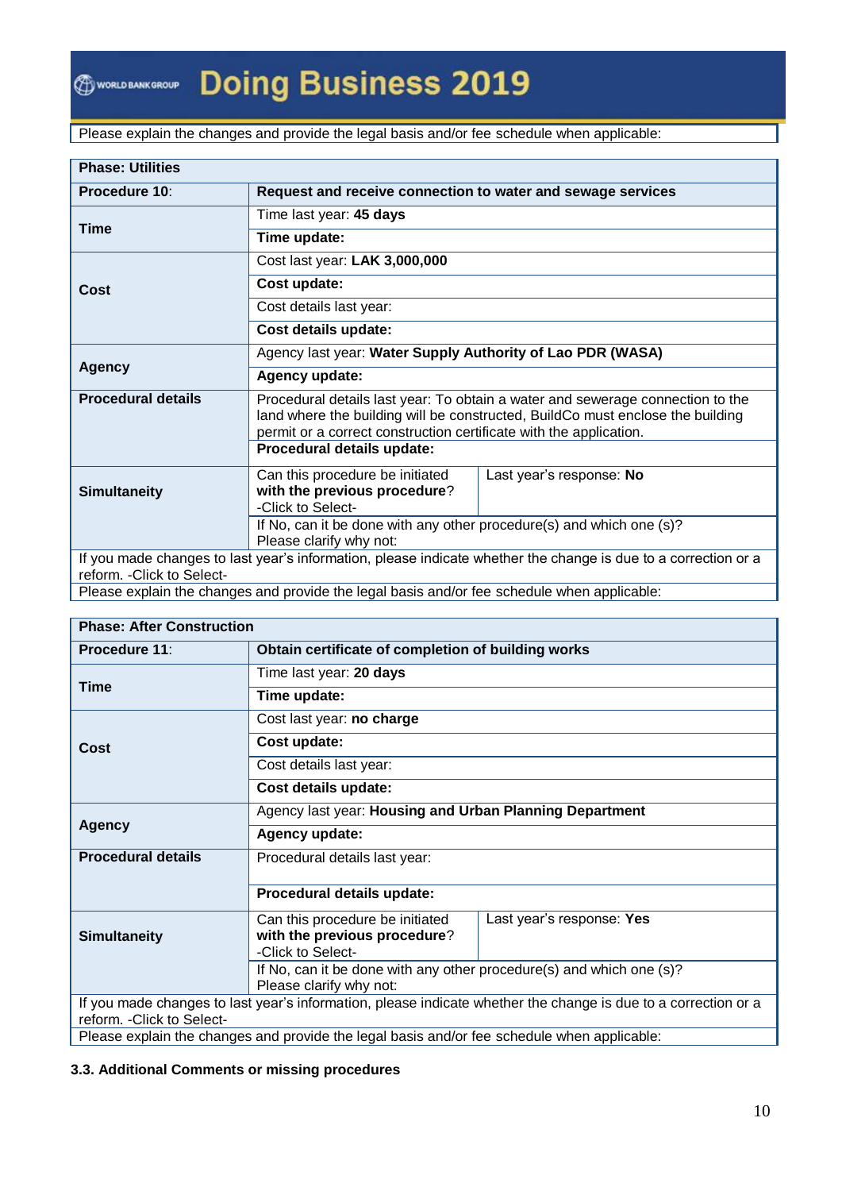Please explain the changes and provide the legal basis and/or fee schedule when applicable:

| **Phase: Utilities** | | |
|---|---|---|
| **Procedure 10**: | **Request and receive connection to water and sewage services** | |
| **Time** | Time last year: **45 days** | |
| | **Time update:** | |
| **Cost** | Cost last year: **LAK 3,000,000** | |
| | **Cost update:** | |
| | Cost details last year: | |
| | **Cost details update:** | |
| **Agency** | Agency last year: **Water Supply Authority of Lao PDR (WASA)** | |
| | **Agency update:** | |
| **Procedural details** | Procedural details last year: To obtain a water and sewerage connection to the land where the building will be constructed, BuildCo must enclose the building permit or a correct construction certificate with the application. | |
| | **Procedural details update:** | |
| **Simultaneity** | Can this procedure be initiated **with the previous procedure**? -Click to Select- | Last year's response: **No** |
| | If No, can it be done with any other procedure(s) and which one (s)? Please clarify why not: | |
| If you made changes to last year's information, please indicate whether the change is due to a correction or a reform. -Click to Select- | | |
| Please explain the changes and provide the legal basis and/or fee schedule when applicable: | | |

| **Phase: After Construction** | | |
|---|---|---|
| **Procedure 11**: | **Obtain certificate of completion of building works** | |
| **Time** | Time last year: **20 days** | |
| | **Time update:** | |
| **Cost** | Cost last year: **no charge** | |
| | **Cost update:** | |
| | Cost details last year: | |
| | **Cost details update:** | |
| **Agency** | Agency last year: **Housing and Urban Planning Department** | |
| | **Agency update:** | |
| **Procedural details** | Procedural details last year: | |
| | **Procedural details update:** | |
| **Simultaneity** | Can this procedure be initiated **with the previous procedure**? -Click to Select- | Last year's response: **Yes** |
| | If No, can it be done with any other procedure(s) and which one (s)? Please clarify why not: | |
| If you made changes to last year's information, please indicate whether the change is due to a correction or a reform. -Click to Select- | | |
| Please explain the changes and provide the legal basis and/or fee schedule when applicable: | | |

**3.3. Additional Comments or missing procedures**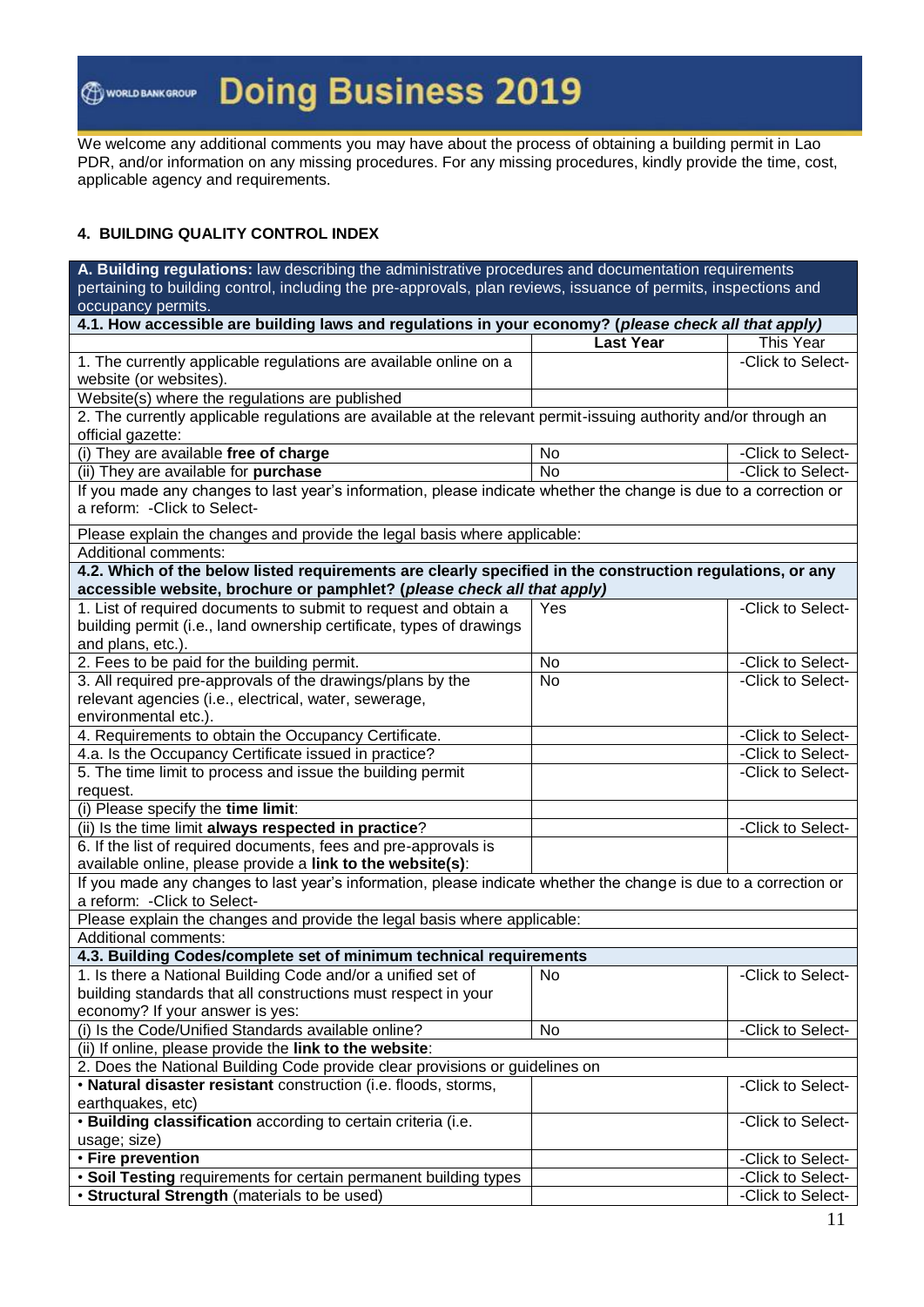We welcome any additional comments you may have about the process of obtaining a building permit in Lao PDR, and/or information on any missing procedures. For any missing procedures, kindly provide the time, cost, applicable agency and requirements.

### 4. BUILDING QUALITY CONTROL INDEX

| **A. Building regulations:** law describing the administrative procedures and documentation requirements pertaining to building control, including the pre-approvals, plan reviews, issuance of permits, inspections and occupancy permits. | | |
|---|---|---|
| **4.1. How accessible are building laws and regulations in your economy? (*please check all that apply)*** | | |
| | **Last Year** | This Year |
| 1. The currently applicable regulations are available online on a website (or websites). | | -Click to Select- |
| Website(s) where the regulations are published | | |
| 2. The currently applicable regulations are available at the relevant permit-issuing authority and/or through an official gazette: | | |
| (i) They are available **free of charge** | No | -Click to Select- |
| (ii) They are available for **purchase** | No | -Click to Select- |
| If you made any changes to last year's information, please indicate whether the change is due to a correction or a reform: -Click to Select- | | |
| Please explain the changes and provide the legal basis where applicable: | | |
| Additional comments: | | |
| **4.2. Which of the below listed requirements are clearly specified in the construction regulations, or any accessible website, brochure or pamphlet? (*please check all that apply)*** | | |
| 1. List of required documents to submit to request and obtain a building permit (i.e., land ownership certificate, types of drawings and plans, etc.). | Yes | -Click to Select- |
| 2. Fees to be paid for the building permit. | No | -Click to Select- |
| 3. All required pre-approvals of the drawings/plans by the relevant agencies (i.e., electrical, water, sewerage, environmental etc.). | No | -Click to Select- |
| 4. Requirements to obtain the Occupancy Certificate. | | -Click to Select- |
| 4.a. Is the Occupancy Certificate issued in practice? | | -Click to Select- |
| 5. The time limit to process and issue the building permit request. | | -Click to Select- |
| (i) Please specify the **time limit**: | | |
| (ii) Is the time limit **always respected in practice**? | | -Click to Select- |
| 6. If the list of required documents, fees and pre-approvals is available online, please provide a **link to the website(s)**: | | |
| If you made any changes to last year's information, please indicate whether the change is due to a correction or a reform: -Click to Select- | | |
| Please explain the changes and provide the legal basis where applicable: | | |
| Additional comments: | | |
| **4.3. Building Codes/complete set of minimum technical requirements** | | |
| 1. Is there a National Building Code and/or a unified set of building standards that all constructions must respect in your economy? If your answer is yes: | No | -Click to Select- |
| (i) Is the Code/Unified Standards available online? | No | -Click to Select- |
| (ii) If online, please provide the **link to the website**: | | |
| 2. Does the National Building Code provide clear provisions or guidelines on | | |
| • **Natural disaster resistant** construction (i.e. floods, storms, earthquakes, etc) | | -Click to Select- |
| • **Building classification** according to certain criteria (i.e. usage; size) | | -Click to Select- |
| • **Fire prevention** | | -Click to Select- |
| • **Soil Testing** requirements for certain permanent building types | | -Click to Select- |
| • **Structural Strength** (materials to be used) | | -Click to Select- |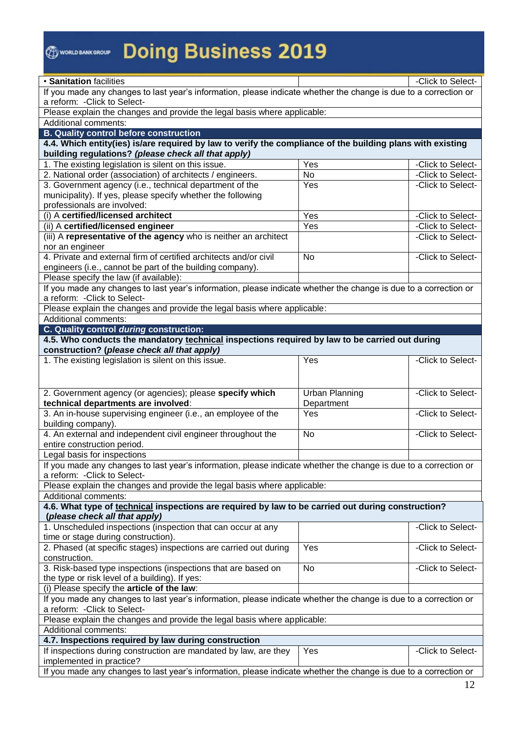| • **Sanitation** facilities | | -Click to Select- |
|---|---|---|
| If you made any changes to last year's information, please indicate whether the change is due to a correction or a reform: -Click to Select- | | |
| Please explain the changes and provide the legal basis where applicable: | | |
| Additional comments: | | |
| **B. Quality control before construction** | | |
| **4.4. Which entity(ies) is/are required by law to verify the compliance of the building plans with existing building regulations? *(please check all that apply)*** | | |
| 1. The existing legislation is silent on this issue. | Yes | -Click to Select- |
| 2. National order (association) of architects / engineers. | No | -Click to Select- |
| 3. Government agency (i.e., technical department of the municipality). If yes, please specify whether the following professionals are involved: | Yes | -Click to Select- |
| (i) A **certified/licensed architect** | Yes | -Click to Select- |
| (ii) A **certified/licensed engineer** | Yes | -Click to Select- |
| (iii) A **representative of the agency** who is neither an architect nor an engineer | | -Click to Select- |
| 4. Private and external firm of certified architects and/or civil engineers (i.e., cannot be part of the building company). | No | -Click to Select- |
| Please specify the law (if available): | | |
| If you made any changes to last year's information, please indicate whether the change is due to a correction or a reform: -Click to Select- | | |
| Please explain the changes and provide the legal basis where applicable: | | |
| Additional comments: | | |
| **C. Quality control *during* construction:** | | |
| **4.5. Who conducts the mandatory technical inspections required by law to be carried out during construction? (*please check all that apply)*** | | |
| 1. The existing legislation is silent on this issue. | Yes | -Click to Select- |
| 2. Government agency (or agencies); please **specify which technical departments are involved**: | Urban Planning Department | -Click to Select- |
| 3. An in-house supervising engineer (i.e., an employee of the building company). | Yes | -Click to Select- |
| 4. An external and independent civil engineer throughout the entire construction period. | No | -Click to Select- |
| Legal basis for inspections | | |
| If you made any changes to last year's information, please indicate whether the change is due to a correction or a reform: -Click to Select- | | |
| Please explain the changes and provide the legal basis where applicable: | | |
| Additional comments: | | |
| **4.6. What type of technical inspections are required by law to be carried out during construction? *(please check all that apply)*** | | |
| 1. Unscheduled inspections (inspection that can occur at any time or stage during construction). | | -Click to Select- |
| 2. Phased (at specific stages) inspections are carried out during construction. | Yes | -Click to Select- |
| 3. Risk-based type inspections (inspections that are based on the type or risk level of a building). If yes: | No | -Click to Select- |
| (i) Please specify the **article of the law**: | | |
| If you made any changes to last year's information, please indicate whether the change is due to a correction or a reform: -Click to Select- | | |
| Please explain the changes and provide the legal basis where applicable: | | |
| Additional comments: | | |
| **4.7. Inspections required by law during construction** | | |
| If inspections during construction are mandated by law, are they implemented in practice? | Yes | -Click to Select- |
| If you made any changes to last year's information, please indicate whether the change is due to a correction or | | |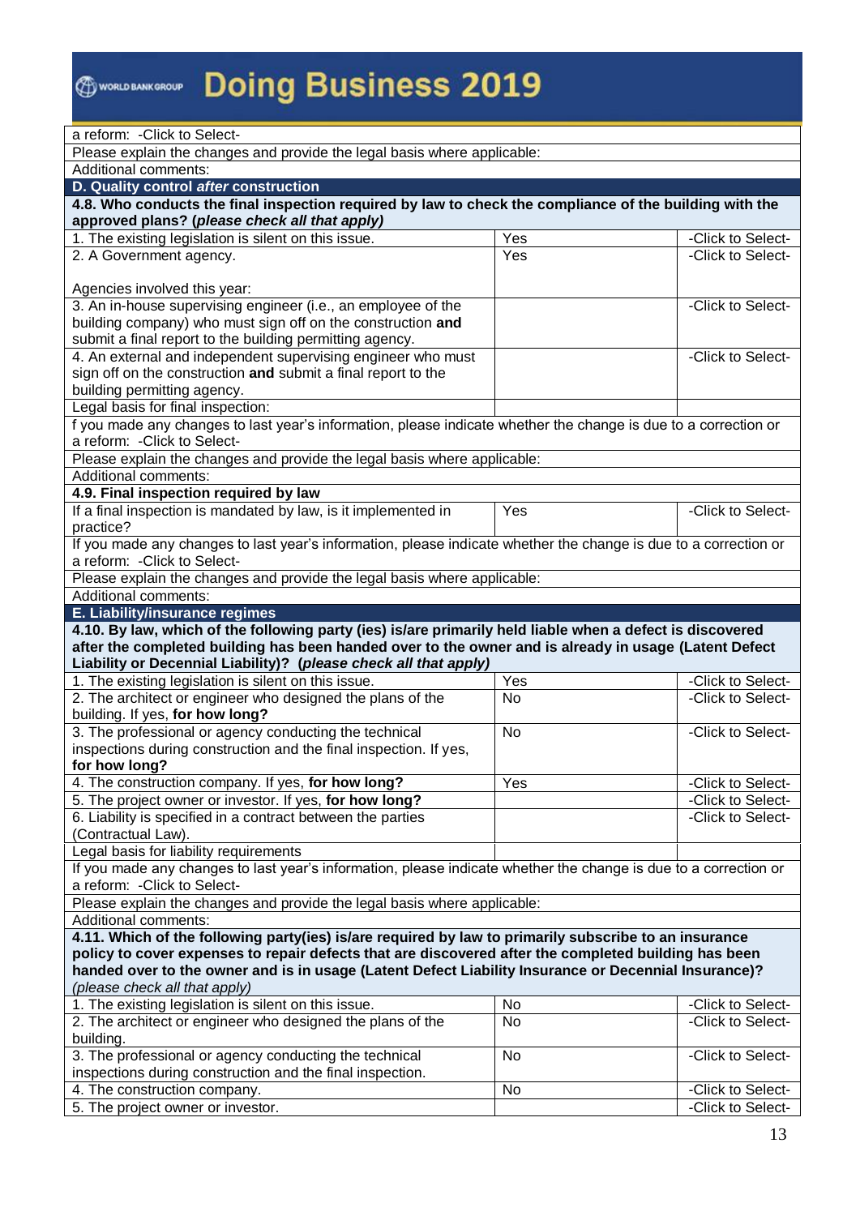| | | |
|---|---|---|
| a reform: -Click to Select- | | |
| Please explain the changes and provide the legal basis where applicable: | | |
| Additional comments: | | |
| **D. Quality control *after* construction** | | |
| **4.8. Who conducts the final inspection required by law to check the compliance of the building with the approved plans? (*please check all that apply)*** | | |
| 1. The existing legislation is silent on this issue. | Yes | -Click to Select- |
| 2. A Government agency.<br><br>Agencies involved this year: | Yes | -Click to Select- |
| 3. An in-house supervising engineer (i.e., an employee of the building company) who must sign off on the construction **and** submit a final report to the building permitting agency. | | -Click to Select- |
| 4. An external and independent supervising engineer who must sign off on the construction **and** submit a final report to the building permitting agency. | | -Click to Select- |
| Legal basis for final inspection: | | |
| f you made any changes to last year's information, please indicate whether the change is due to a correction or a reform: -Click to Select- | | |
| Please explain the changes and provide the legal basis where applicable: | | |
| Additional comments: | | |
| **4.9. Final inspection required by law** | | |
| If a final inspection is mandated by law, is it implemented in practice? | Yes | -Click to Select- |
| If you made any changes to last year's information, please indicate whether the change is due to a correction or a reform: -Click to Select- | | |
| Please explain the changes and provide the legal basis where applicable: | | |
| Additional comments: | | |
| **E. Liability/insurance regimes** | | |
| **4.10. By law, which of the following party (ies) is/are primarily held liable when a defect is discovered after the completed building has been handed over to the owner and is already in usage (Latent Defect Liability or Decennial Liability)? (*please check all that apply)*** | | |
| 1. The existing legislation is silent on this issue. | Yes | -Click to Select- |
| 2. The architect or engineer who designed the plans of the building. If yes, **for how long?** | No | -Click to Select- |
| 3. The professional or agency conducting the technical inspections during construction and the final inspection. If yes, **for how long?** | No | -Click to Select- |
| 4. The construction company. If yes, **for how long?** | Yes | -Click to Select- |
| 5. The project owner or investor. If yes, **for how long?** | | -Click to Select- |
| 6. Liability is specified in a contract between the parties (Contractual Law). | | -Click to Select- |
| Legal basis for liability requirements | | |
| If you made any changes to last year's information, please indicate whether the change is due to a correction or a reform: -Click to Select- | | |
| Please explain the changes and provide the legal basis where applicable: | | |
| Additional comments: | | |
| **4.11. Which of the following party(ies) is/are required by law to primarily subscribe to an insurance policy to cover expenses to repair defects that are discovered after the completed building has been handed over to the owner and is in usage (Latent Defect Liability Insurance or Decennial Insurance)?** *(please check all that apply)* | | |
| 1. The existing legislation is silent on this issue. | No | -Click to Select- |
| 2. The architect or engineer who designed the plans of the building. | No | -Click to Select- |
| 3. The professional or agency conducting the technical inspections during construction and the final inspection. | No | -Click to Select- |
| 4. The construction company. | No | -Click to Select- |
| 5. The project owner or investor. | | -Click to Select- |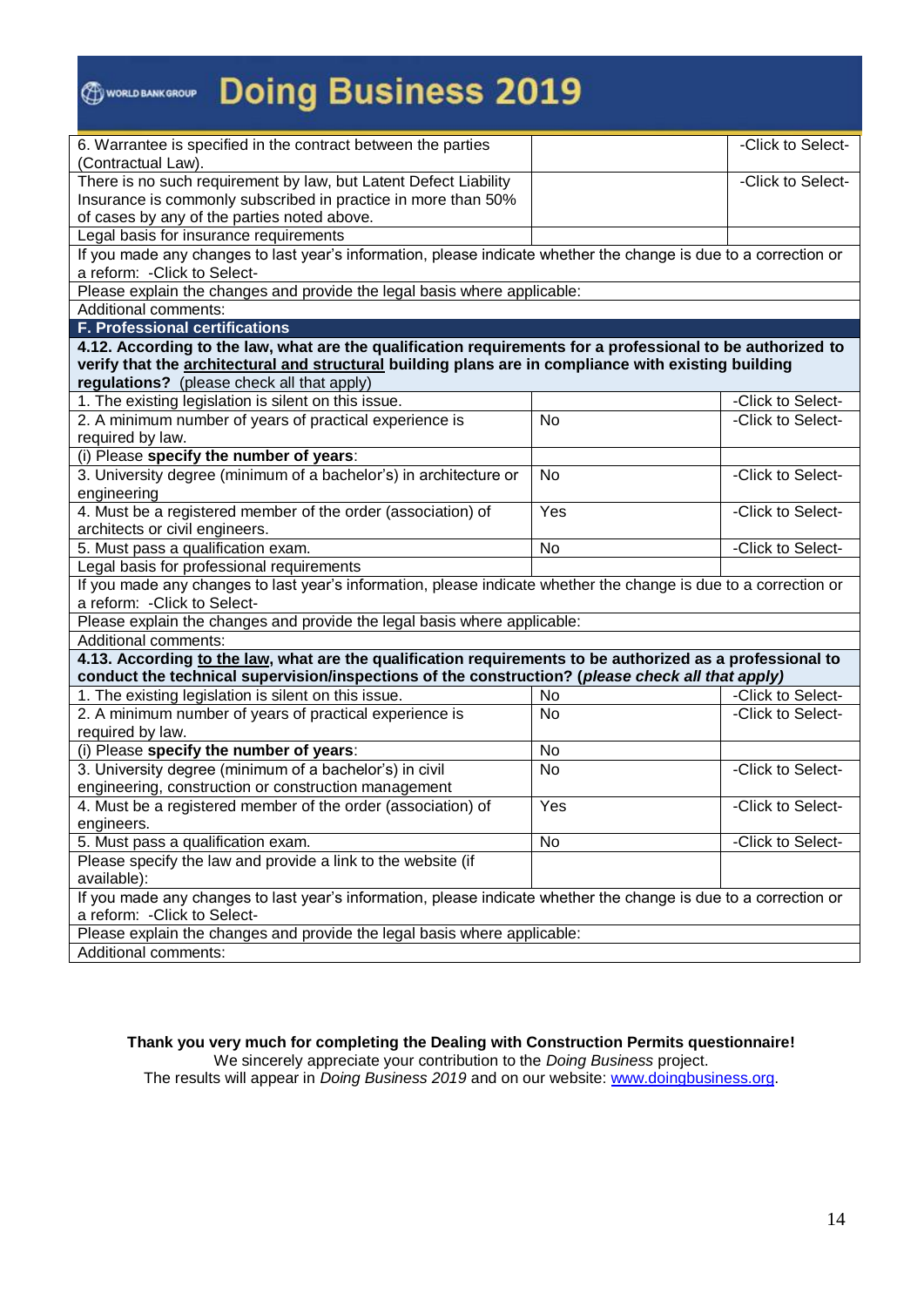| | | |
|---|---|---|
| 6. Warrantee is specified in the contract between the parties (Contractual Law). | | -Click to Select- |
| There is no such requirement by law, but Latent Defect Liability Insurance is commonly subscribed in practice in more than 50% of cases by any of the parties noted above. | | -Click to Select- |
| Legal basis for insurance requirements | | |
| If you made any changes to last year's information, please indicate whether the change is due to a correction or a reform: -Click to Select- | | |
| Please explain the changes and provide the legal basis where applicable: | | |
| Additional comments: | | |
| **F. Professional certifications** | | |
| **4.12. According to the law, what are the qualification requirements for a professional to be authorized to verify that the architectural and structural building plans are in compliance with existing building regulations?** (please check all that apply) | | |
| 1. The existing legislation is silent on this issue. | | -Click to Select- |
| 2. A minimum number of years of practical experience is required by law. | No | -Click to Select- |
| (i) Please **specify the number of years**: | | |
| 3. University degree (minimum of a bachelor's) in architecture or engineering | No | -Click to Select- |
| 4. Must be a registered member of the order (association) of architects or civil engineers. | Yes | -Click to Select- |
| 5. Must pass a qualification exam. | No | -Click to Select- |
| Legal basis for professional requirements | | |
| If you made any changes to last year's information, please indicate whether the change is due to a correction or a reform: -Click to Select- | | |
| Please explain the changes and provide the legal basis where applicable: | | |
| Additional comments: | | |
| **4.13. According to the law, what are the qualification requirements to be authorized as a professional to conduct the technical supervision/inspections of the construction? (*please check all that apply)*** | | |
| 1. The existing legislation is silent on this issue. | No | -Click to Select- |
| 2. A minimum number of years of practical experience is required by law. | No | -Click to Select- |
| (i) Please **specify the number of years**: | No | |
| 3. University degree (minimum of a bachelor's) in civil engineering, construction or construction management | No | -Click to Select- |
| 4. Must be a registered member of the order (association) of engineers. | Yes | -Click to Select- |
| 5. Must pass a qualification exam. | No | -Click to Select- |
| Please specify the law and provide a link to the website (if available): | | |
| If you made any changes to last year's information, please indicate whether the change is due to a correction or a reform: -Click to Select- | | |
| Please explain the changes and provide the legal basis where applicable: | | |
| Additional comments: | | |

**Thank you very much for completing the Dealing with Construction Permits questionnaire!**

We sincerely appreciate your contribution to the *Doing Business* project.

The results will appear in *Doing Business 2019* and on our website: www.doingbusiness.org.